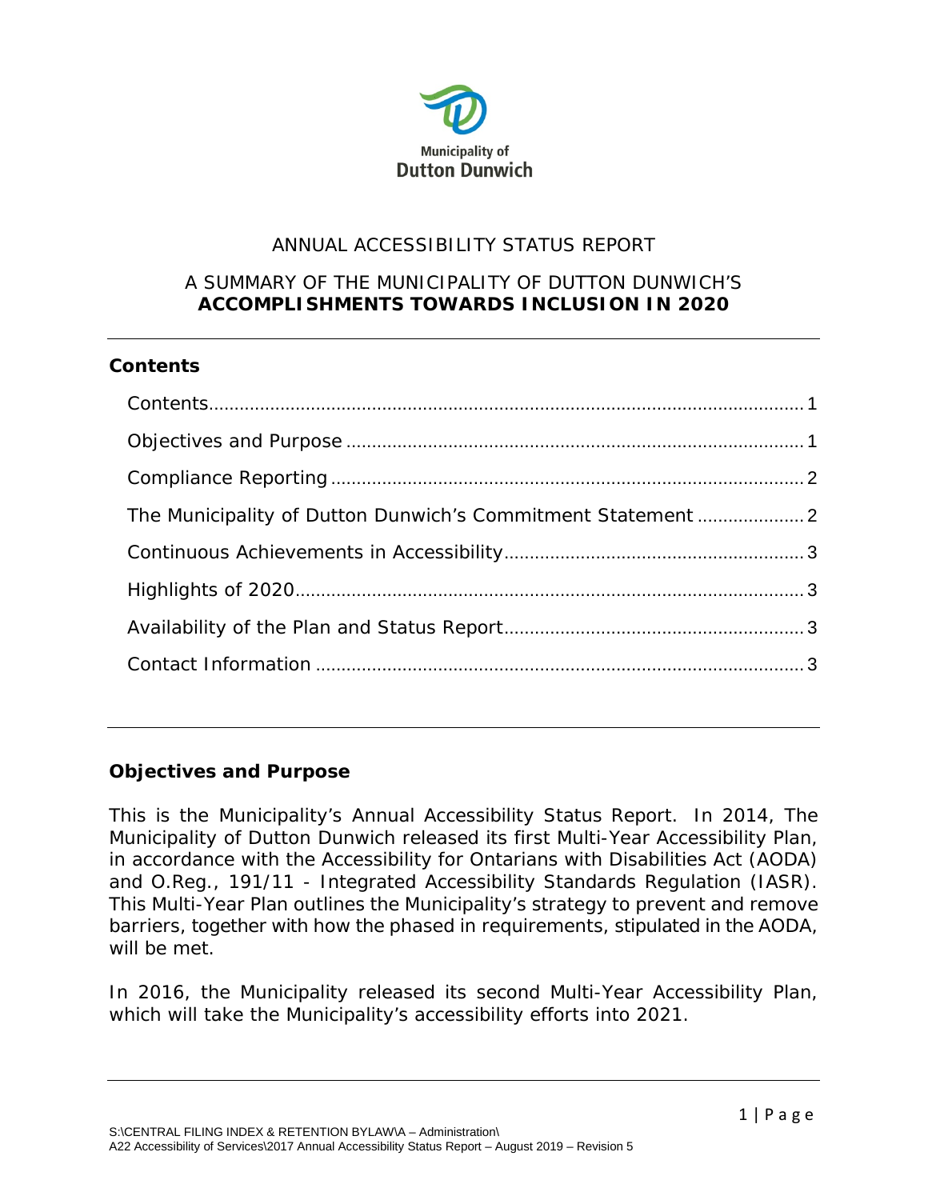Municipality of
**Dutton Dunwich**

# ANNUAL ACCESSIBILITY STATUS REPORT

## A SUMMARY OF THE MUNICIPALITY OF DUTTON DUNWICH'S **ACCOMPLISHMENTS TOWARDS INCLUSION IN 2020**

---

### Contents

- Contents ..... 1
- Objectives and Purpose ..... 1
- Compliance Reporting ..... 2
- The Municipality of Dutton Dunwich's Commitment Statement ..... 2
- Continuous Achievements in Accessibility ..... 3
- Highlights of 2020 ..... 3
- Availability of the Plan and Status Report ..... 3
- Contact Information ..... 3

---

### Objectives and Purpose

This is the Municipality's Annual Accessibility Status Report. In 2014, The Municipality of Dutton Dunwich released its first Multi-Year Accessibility Plan, in accordance with the Accessibility for Ontarians with Disabilities Act (AODA) and O.Reg., 191/11 - Integrated Accessibility Standards Regulation (IASR). This Multi-Year Plan outlines the Municipality's strategy to prevent and remove barriers, together with how the phased in requirements, stipulated in the AODA, will be met.

In 2016, the Municipality released its second Multi-Year Accessibility Plan, which will take the Municipality's accessibility efforts into 2021.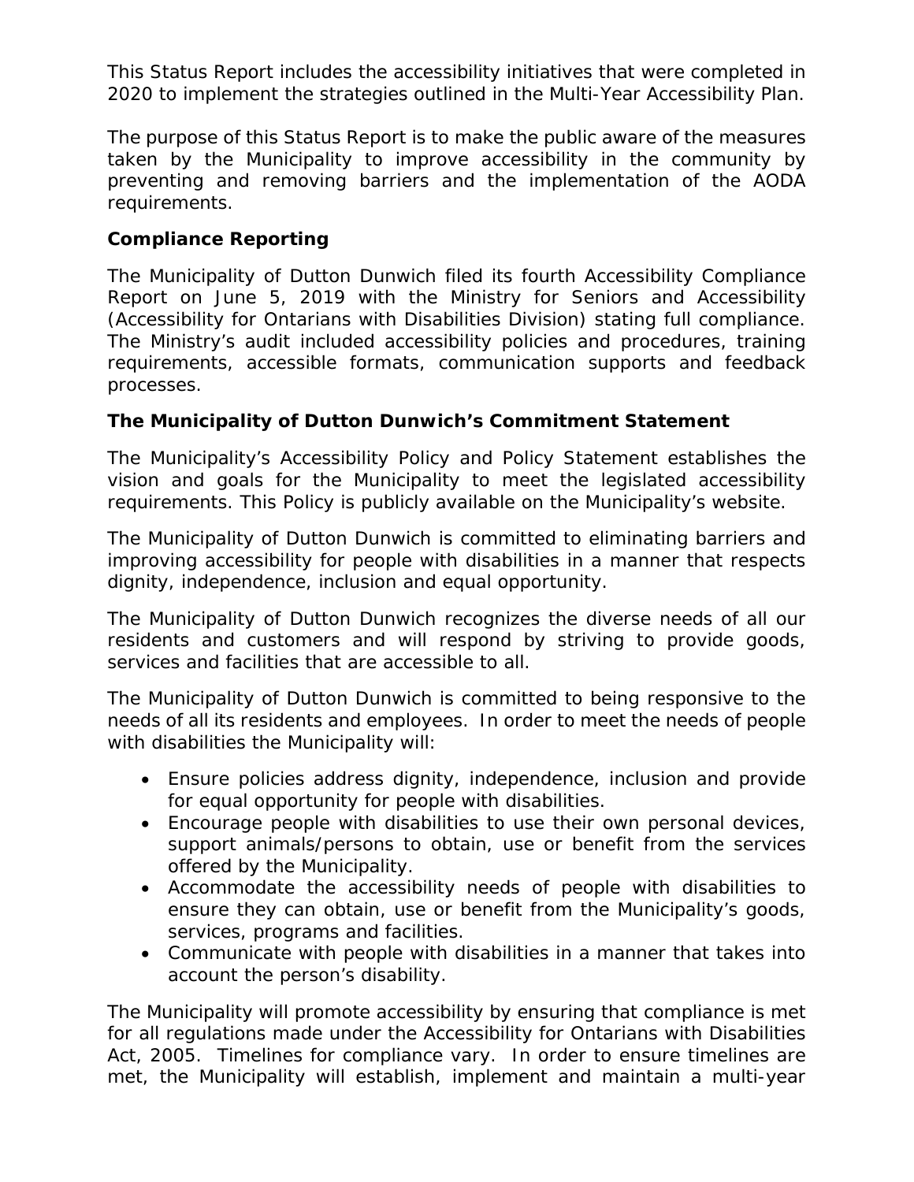This Status Report includes the accessibility initiatives that were completed in 2020 to implement the strategies outlined in the Multi-Year Accessibility Plan.

The purpose of this Status Report is to make the public aware of the measures taken by the Municipality to improve accessibility in the community by preventing and removing barriers and the implementation of the AODA requirements.

**Compliance Reporting**

The Municipality of Dutton Dunwich filed its fourth Accessibility Compliance Report on June 5, 2019 with the Ministry for Seniors and Accessibility (Accessibility for Ontarians with Disabilities Division) stating full compliance. The Ministry's audit included accessibility policies and procedures, training requirements, accessible formats, communication supports and feedback processes.

**The Municipality of Dutton Dunwich's Commitment Statement**

The Municipality's Accessibility Policy and Policy Statement establishes the vision and goals for the Municipality to meet the legislated accessibility requirements. This Policy is publicly available on the Municipality's website.

The Municipality of Dutton Dunwich is committed to eliminating barriers and improving accessibility for people with disabilities in a manner that respects dignity, independence, inclusion and equal opportunity.

The Municipality of Dutton Dunwich recognizes the diverse needs of all our residents and customers and will respond by striving to provide goods, services and facilities that are accessible to all.

The Municipality of Dutton Dunwich is committed to being responsive to the needs of all its residents and employees. In order to meet the needs of people with disabilities the Municipality will:

- Ensure policies address dignity, independence, inclusion and provide for equal opportunity for people with disabilities.
- Encourage people with disabilities to use their own personal devices, support animals/persons to obtain, use or benefit from the services offered by the Municipality.
- Accommodate the accessibility needs of people with disabilities to ensure they can obtain, use or benefit from the Municipality's goods, services, programs and facilities.
- Communicate with people with disabilities in a manner that takes into account the person's disability.

The Municipality will promote accessibility by ensuring that compliance is met for all regulations made under the Accessibility for Ontarians with Disabilities Act, 2005. Timelines for compliance vary. In order to ensure timelines are met, the Municipality will establish, implement and maintain a multi-year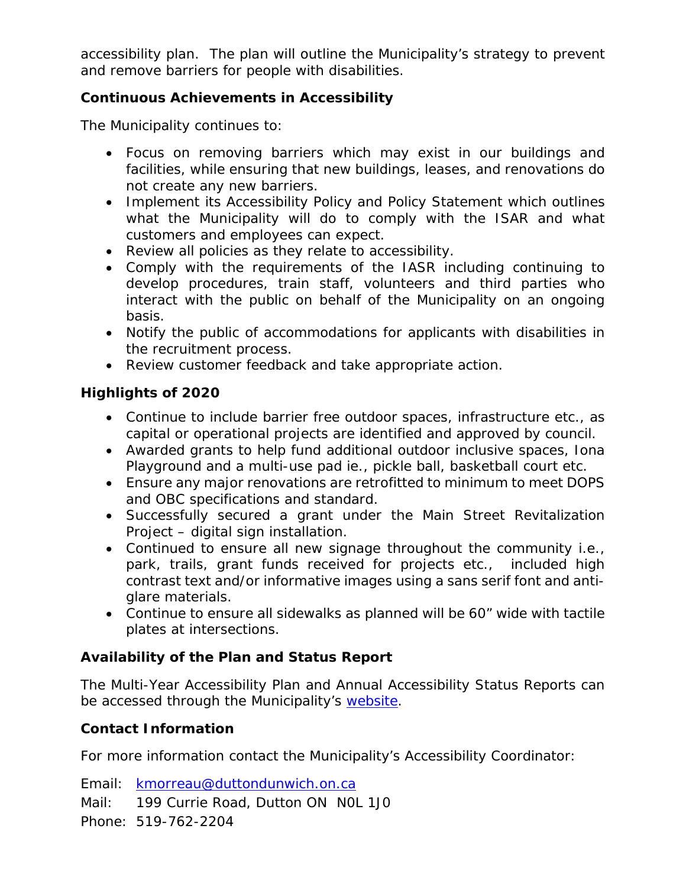accessibility plan. The plan will outline the Municipality's strategy to prevent and remove barriers for people with disabilities.

### Continuous Achievements in Accessibility

The Municipality continues to:

- Focus on removing barriers which may exist in our buildings and facilities, while ensuring that new buildings, leases, and renovations do not create any new barriers.
- Implement its Accessibility Policy and Policy Statement which outlines what the Municipality will do to comply with the ISAR and what customers and employees can expect.
- Review all policies as they relate to accessibility.
- Comply with the requirements of the IASR including continuing to develop procedures, train staff, volunteers and third parties who interact with the public on behalf of the Municipality on an ongoing basis.
- Notify the public of accommodations for applicants with disabilities in the recruitment process.
- Review customer feedback and take appropriate action.

### Highlights of 2020

- Continue to include barrier free outdoor spaces, infrastructure etc., as capital or operational projects are identified and approved by council.
- Awarded grants to help fund additional outdoor inclusive spaces, Iona Playground and a multi-use pad ie., pickle ball, basketball court etc.
- Ensure any major renovations are retrofitted to minimum to meet DOPS and OBC specifications and standard.
- Successfully secured a grant under the Main Street Revitalization Project – digital sign installation.
- Continued to ensure all new signage throughout the community i.e., park, trails, grant funds received for projects etc., included high contrast text and/or informative images using a sans serif font and anti-glare materials.
- Continue to ensure all sidewalks as planned will be 60" wide with tactile plates at intersections.

### Availability of the Plan and Status Report

The Multi-Year Accessibility Plan and Annual Accessibility Status Reports can be accessed through the Municipality's [website](website).

### Contact Information

For more information contact the Municipality's Accessibility Coordinator:

Email: [kmorreau@duttondunwich.on.ca](mailto:kmorreau@duttondunwich.on.ca)
Mail: 199 Currie Road, Dutton ON N0L 1J0
Phone: 519-762-2204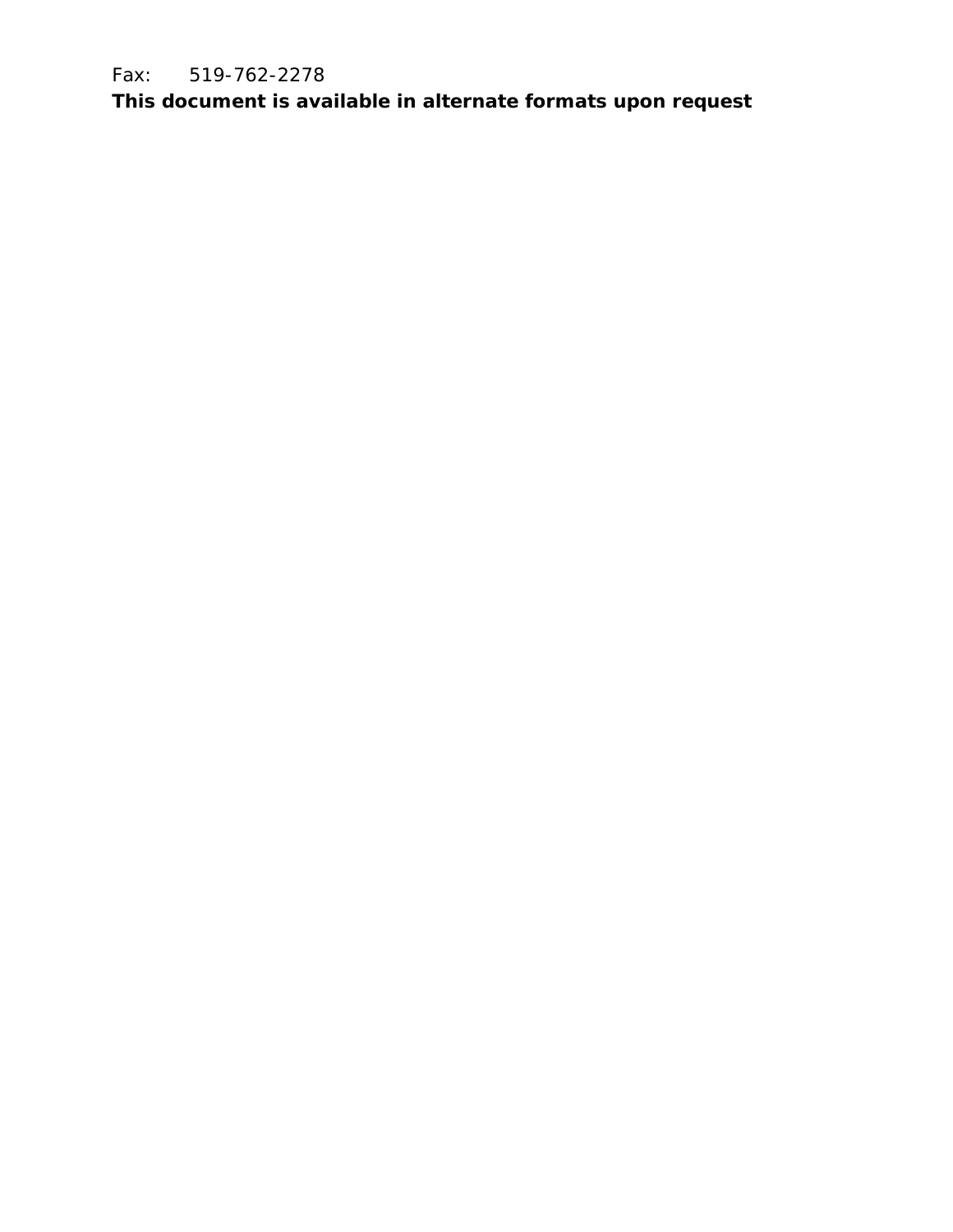Fax: 519-762-2278

**This document is available in alternate formats upon request**